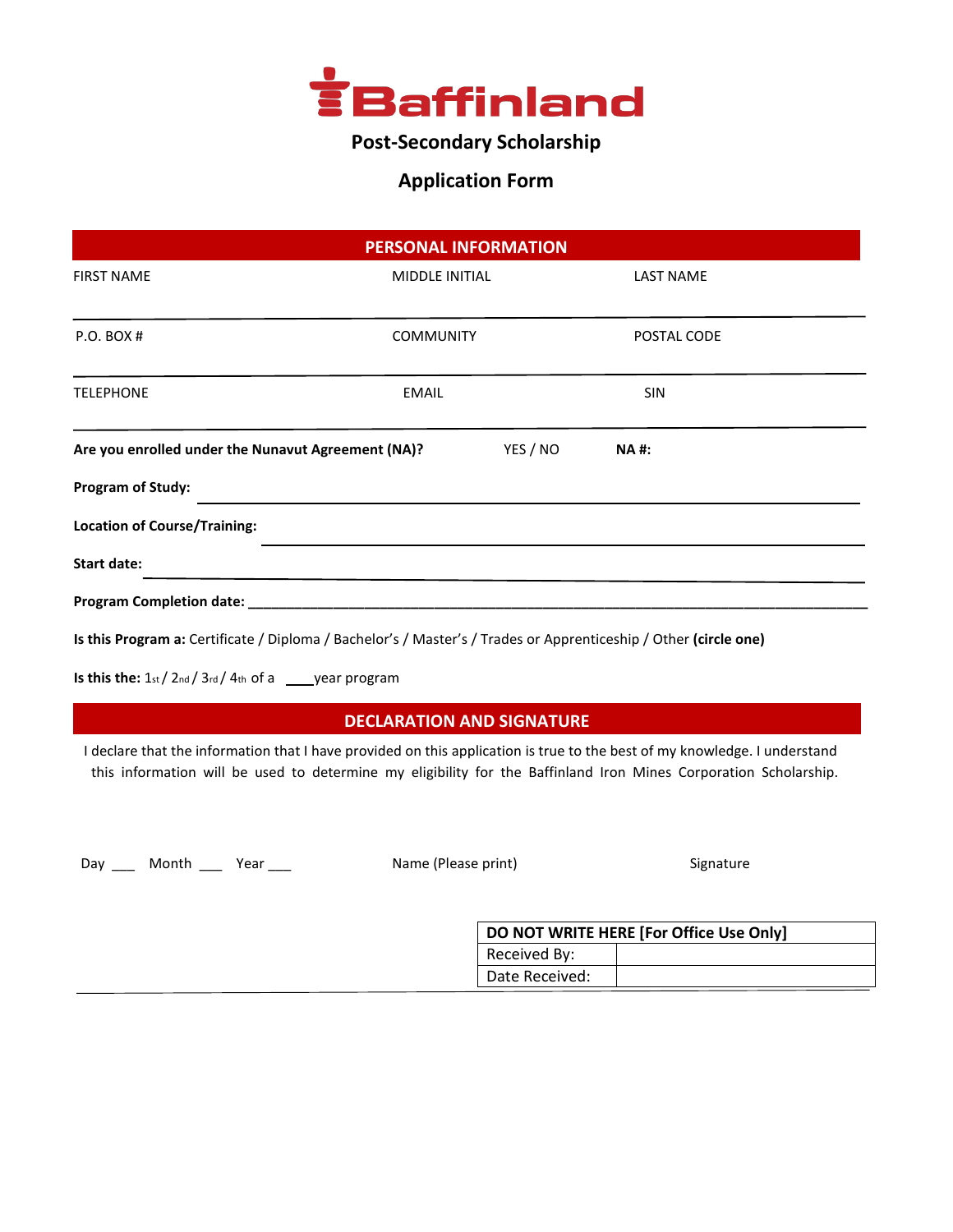# Baffinland

## Post-Secondary Scholarship

## Application Form

### PERSONAL INFORMATION

| FIRST NAME | MIDDLE INITIAL | LAST NAME |
|---|---|---|
| | | |
| P.O. BOX # | COMMUNITY | POSTAL CODE |
| | | |
| TELEPHONE | EMAIL | SIN |
| | | |

**Are you enrolled under the Nunavut Agreement (NA)?** YES / NO **NA #:**

**Program of Study:** ____________________

**Location of Course/Training:** ____________________

**Start date:** ____________________

**Program Completion date:** ____________________

**Is this Program a:** Certificate / Diploma / Bachelor's / Master's / Trades or Apprenticeship / Other **(circle one)**

**Is this the:** 1st / 2nd / 3rd / 4th of a ____year program

### DECLARATION AND SIGNATURE

I declare that the information that I have provided on this application is true to the best of my knowledge. I understand this information will be used to determine my eligibility for the Baffinland Iron Mines Corporation Scholarship.

Day ___ Month ___ Year ___ Name (Please print) Signature

| DO NOT WRITE HERE [For Office Use Only] | |
|---|---|
| Received By: | |
| Date Received: | |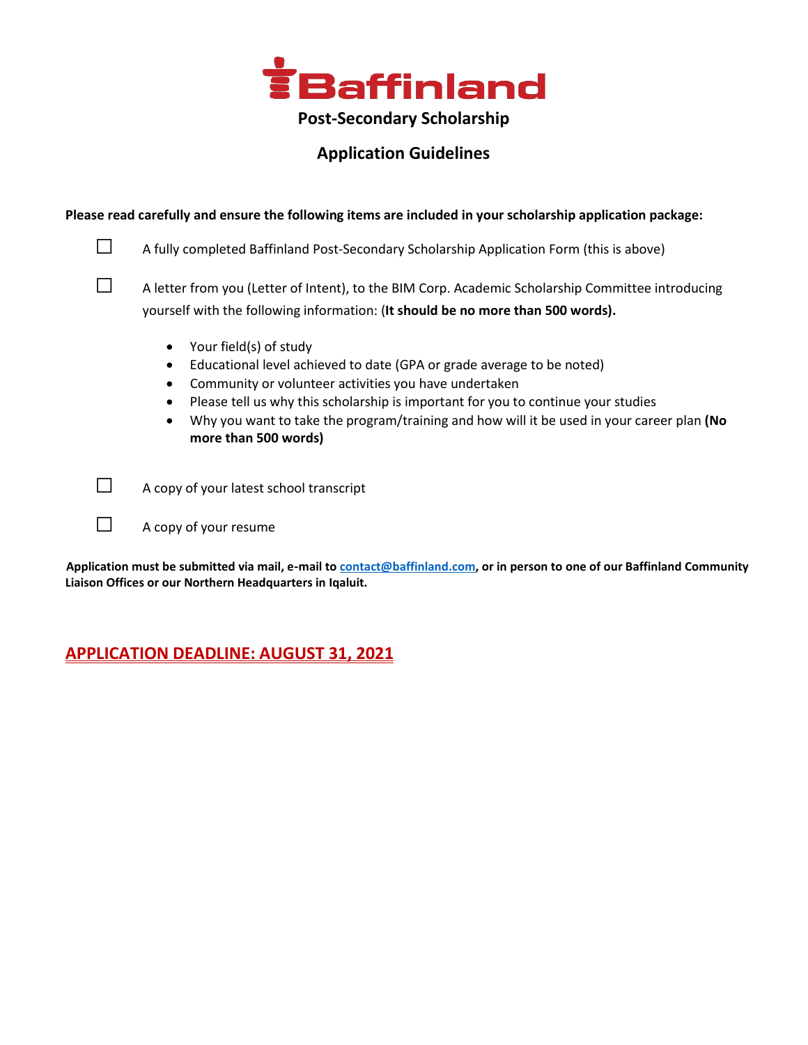# Baffinland

## Post-Secondary Scholarship

## Application Guidelines

**Please read carefully and ensure the following items are included in your scholarship application package:**

- ☐ A fully completed Baffinland Post-Secondary Scholarship Application Form (this is above)

- ☐ A letter from you (Letter of Intent), to the BIM Corp. Academic Scholarship Committee introducing yourself with the following information: (**It should be no more than 500 words).**

  - Your field(s) of study
  - Educational level achieved to date (GPA or grade average to be noted)
  - Community or volunteer activities you have undertaken
  - Please tell us why this scholarship is important for you to continue your studies
  - Why you want to take the program/training and how will it be used in your career plan **(No more than 500 words)**

- ☐ A copy of your latest school transcript

- ☐ A copy of your resume

**Application must be submitted via mail, e-mail to contact@baffinland.com, or in person to one of our Baffinland Community Liaison Offices or our Northern Headquarters in Iqaluit.**

**APPLICATION DEADLINE: AUGUST 31, 2021**